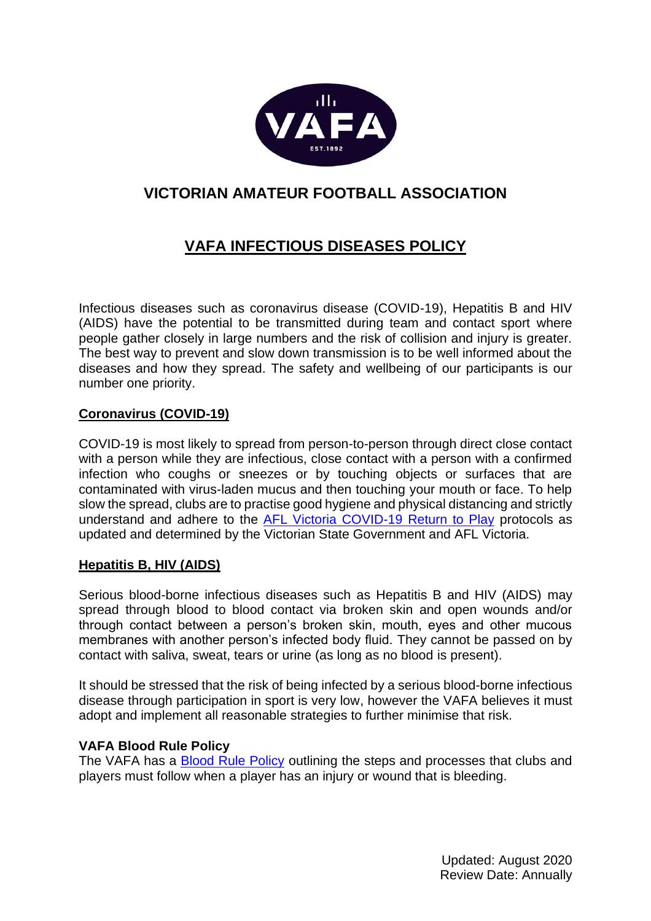# VICTORIAN AMATEUR FOOTBALL ASSOCIATION

## VAFA INFECTIOUS DISEASES POLICY

Infectious diseases such as coronavirus disease (COVID-19), Hepatitis B and HIV (AIDS) have the potential to be transmitted during team and contact sport where people gather closely in large numbers and the risk of collision and injury is greater. The best way to prevent and slow down transmission is to be well informed about the diseases and how they spread. The safety and wellbeing of our participants is our number one priority.

### Coronavirus (COVID-19)

COVID-19 is most likely to spread from person-to-person through direct close contact with a person while they are infectious, close contact with a person with a confirmed infection who coughs or sneezes or by touching objects or surfaces that are contaminated with virus-laden mucus and then touching your mouth or face. To help slow the spread, clubs are to practise good hygiene and physical distancing and strictly understand and adhere to the AFL Victoria COVID-19 Return to Play protocols as updated and determined by the Victorian State Government and AFL Victoria.

### Hepatitis B, HIV (AIDS)

Serious blood-borne infectious diseases such as Hepatitis B and HIV (AIDS) may spread through blood to blood contact via broken skin and open wounds and/or through contact between a person's broken skin, mouth, eyes and other mucous membranes with another person's infected body fluid. They cannot be passed on by contact with saliva, sweat, tears or urine (as long as no blood is present).

It should be stressed that the risk of being infected by a serious blood-borne infectious disease through participation in sport is very low, however the VAFA believes it must adopt and implement all reasonable strategies to further minimise that risk.

**VAFA Blood Rule Policy**

The VAFA has a Blood Rule Policy outlining the steps and processes that clubs and players must follow when a player has an injury or wound that is bleeding.

Updated: August 2020
Review Date: Annually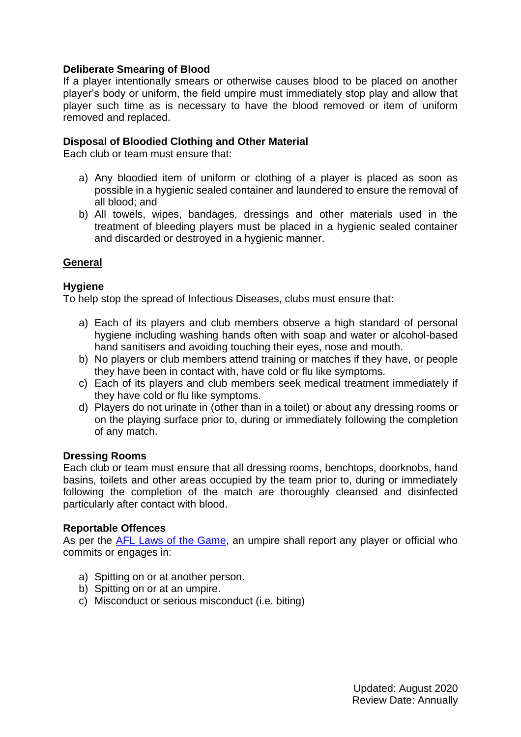### Deliberate Smearing of Blood

If a player intentionally smears or otherwise causes blood to be placed on another player's body or uniform, the field umpire must immediately stop play and allow that player such time as is necessary to have the blood removed or item of uniform removed and replaced.

### Disposal of Bloodied Clothing and Other Material

Each club or team must ensure that:

a) Any bloodied item of uniform or clothing of a player is placed as soon as possible in a hygienic sealed container and laundered to ensure the removal of all blood; and
b) All towels, wipes, bandages, dressings and other materials used in the treatment of bleeding players must be placed in a hygienic sealed container and discarded or destroyed in a hygienic manner.

## General

### Hygiene

To help stop the spread of Infectious Diseases, clubs must ensure that:

a) Each of its players and club members observe a high standard of personal hygiene including washing hands often with soap and water or alcohol-based hand sanitisers and avoiding touching their eyes, nose and mouth.
b) No players or club members attend training or matches if they have, or people they have been in contact with, have cold or flu like symptoms.
c) Each of its players and club members seek medical treatment immediately if they have cold or flu like symptoms.
d) Players do not urinate in (other than in a toilet) or about any dressing rooms or on the playing surface prior to, during or immediately following the completion of any match.

### Dressing Rooms

Each club or team must ensure that all dressing rooms, benchtops, doorknobs, hand basins, toilets and other areas occupied by the team prior to, during or immediately following the completion of the match are thoroughly cleansed and disinfected particularly after contact with blood.

### Reportable Offences

As per the AFL Laws of the Game, an umpire shall report any player or official who commits or engages in:

a) Spitting on or at another person.
b) Spitting on or at an umpire.
c) Misconduct or serious misconduct (i.e. biting)

Updated: August 2020
Review Date: Annually